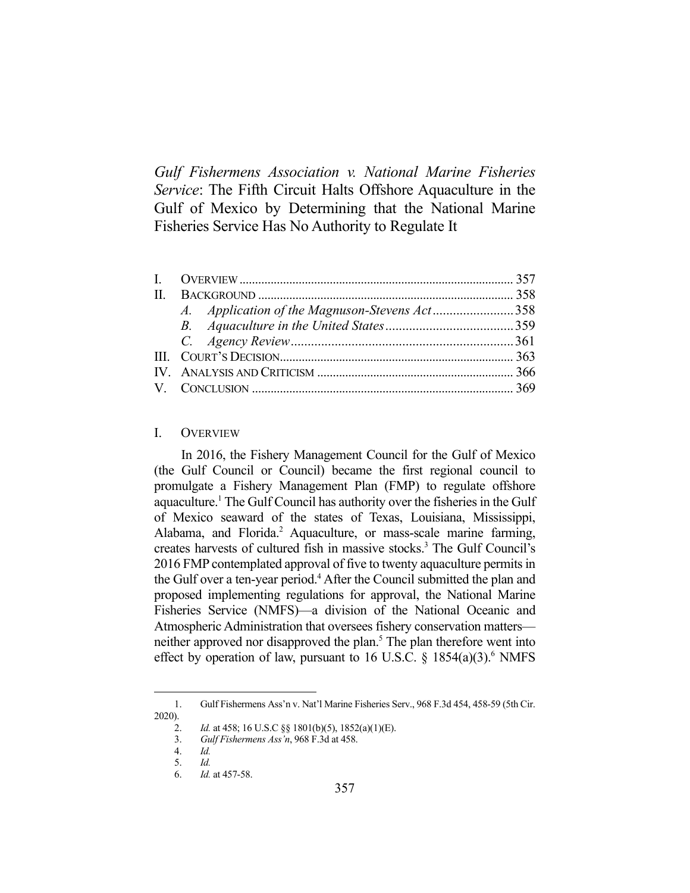# *Gulf Fishermens Association v. National Marine Fisheries Service*: The Fifth Circuit Halts Offshore Aquaculture in the Gulf of Mexico by Determining that the National Marine Fisheries Service Has No Authority to Regulate It

| | | |
|---|---|---|
| I. | OVERVIEW | 357 |
| II. | BACKGROUND | 358 |
| | *A. Application of the Magnuson-Stevens Act* | 358 |
| | *B. Aquaculture in the United States* | 359 |
| | *C. Agency Review* | 361 |
| III. | COURT'S DECISION | 363 |
| IV. | ANALYSIS AND CRITICISM | 366 |
| V. | CONCLUSION | 369 |

## I. OVERVIEW

In 2016, the Fishery Management Council for the Gulf of Mexico (the Gulf Council or Council) became the first regional council to promulgate a Fishery Management Plan (FMP) to regulate offshore aquaculture.[1] The Gulf Council has authority over the fisheries in the Gulf of Mexico seaward of the states of Texas, Louisiana, Mississippi, Alabama, and Florida.[2] Aquaculture, or mass-scale marine farming, creates harvests of cultured fish in massive stocks.[3] The Gulf Council's 2016 FMP contemplated approval of five to twenty aquaculture permits in the Gulf over a ten-year period.[4] After the Council submitted the plan and proposed implementing regulations for approval, the National Marine Fisheries Service (NMFS)—a division of the National Oceanic and Atmospheric Administration that oversees fishery conservation matters—neither approved nor disapproved the plan.[5] The plan therefore went into effect by operation of law, pursuant to 16 U.S.C. § 1854(a)(3).[6] NMFS

---

1. Gulf Fishermens Ass'n v. Nat'l Marine Fisheries Serv., 968 F.3d 454, 458-59 (5th Cir. 2020).
2. *Id.* at 458; 16 U.S.C §§ 1801(b)(5), 1852(a)(1)(E).
3. *Gulf Fishermens Ass'n*, 968 F.3d at 458.
4. *Id.*
5. *Id.*
6. *Id.* at 457-58.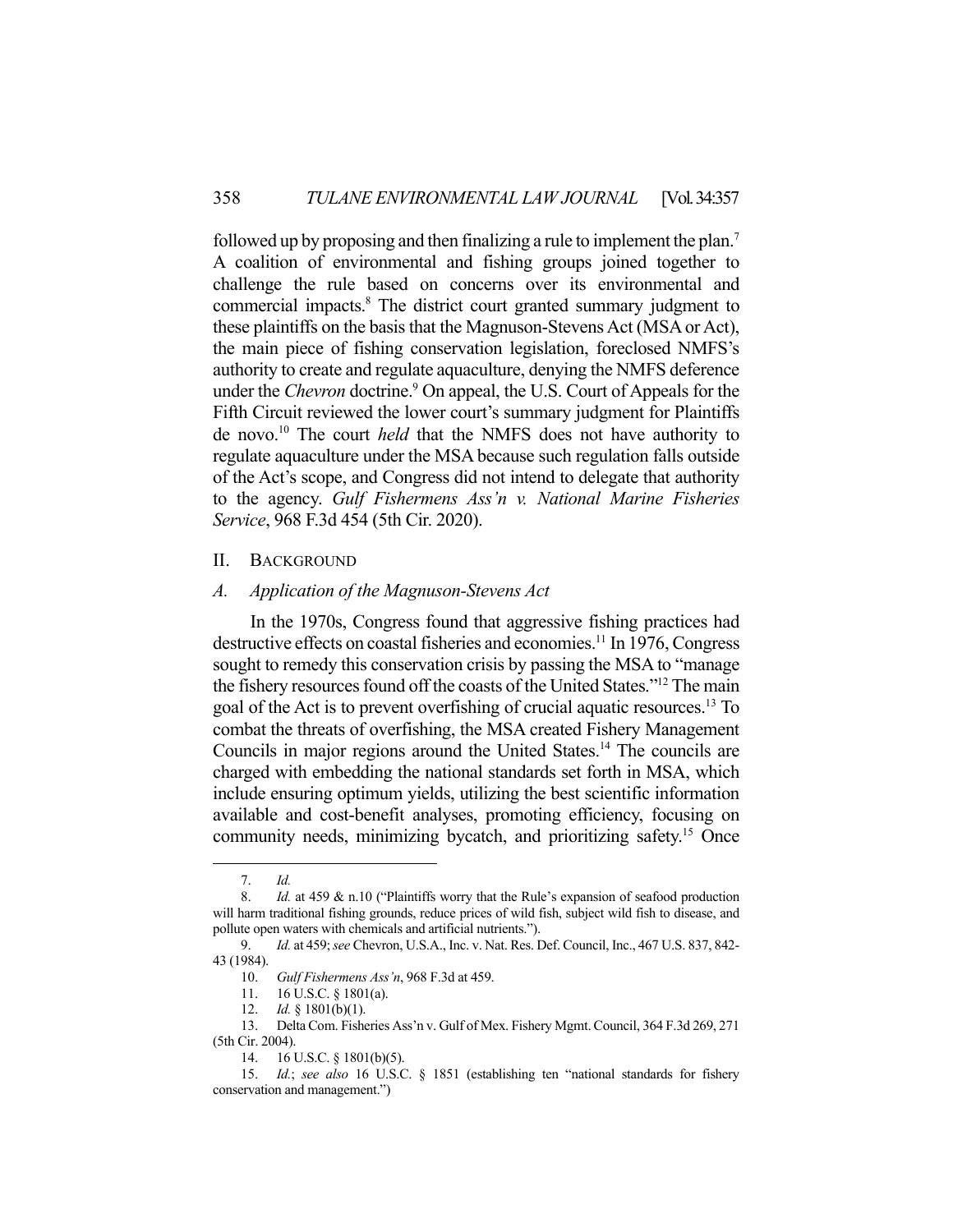followed up by proposing and then finalizing a rule to implement the plan.[7] A coalition of environmental and fishing groups joined together to challenge the rule based on concerns over its environmental and commercial impacts.[8] The district court granted summary judgment to these plaintiffs on the basis that the Magnuson-Stevens Act (MSA or Act), the main piece of fishing conservation legislation, foreclosed NMFS's authority to create and regulate aquaculture, denying the NMFS deference under the *Chevron* doctrine.[9] On appeal, the U.S. Court of Appeals for the Fifth Circuit reviewed the lower court's summary judgment for Plaintiffs de novo.[10] The court *held* that the NMFS does not have authority to regulate aquaculture under the MSA because such regulation falls outside of the Act's scope, and Congress did not intend to delegate that authority to the agency. *Gulf Fishermens Ass'n v. National Marine Fisheries Service*, 968 F.3d 454 (5th Cir. 2020).

## II. BACKGROUND

### *A. Application of the Magnuson-Stevens Act*

In the 1970s, Congress found that aggressive fishing practices had destructive effects on coastal fisheries and economies.[11] In 1976, Congress sought to remedy this conservation crisis by passing the MSA to "manage the fishery resources found off the coasts of the United States."[12] The main goal of the Act is to prevent overfishing of crucial aquatic resources.[13] To combat the threats of overfishing, the MSA created Fishery Management Councils in major regions around the United States.[14] The councils are charged with embedding the national standards set forth in MSA, which include ensuring optimum yields, utilizing the best scientific information available and cost-benefit analyses, promoting efficiency, focusing on community needs, minimizing bycatch, and prioritizing safety.[15] Once

---

7. *Id.*

8. *Id.* at 459 & n.10 ("Plaintiffs worry that the Rule's expansion of seafood production will harm traditional fishing grounds, reduce prices of wild fish, subject wild fish to disease, and pollute open waters with chemicals and artificial nutrients.").

9. *Id.* at 459; *see* Chevron, U.S.A., Inc. v. Nat. Res. Def. Council, Inc., 467 U.S. 837, 842-43 (1984).

10. *Gulf Fishermens Ass'n*, 968 F.3d at 459.

11. 16 U.S.C. § 1801(a).

12. *Id.* § 1801(b)(1).

13. Delta Com. Fisheries Ass'n v. Gulf of Mex. Fishery Mgmt. Council, 364 F.3d 269, 271 (5th Cir. 2004).

14. 16 U.S.C. § 1801(b)(5).

15. *Id.*; *see also* 16 U.S.C. § 1851 (establishing ten "national standards for fishery conservation and management.")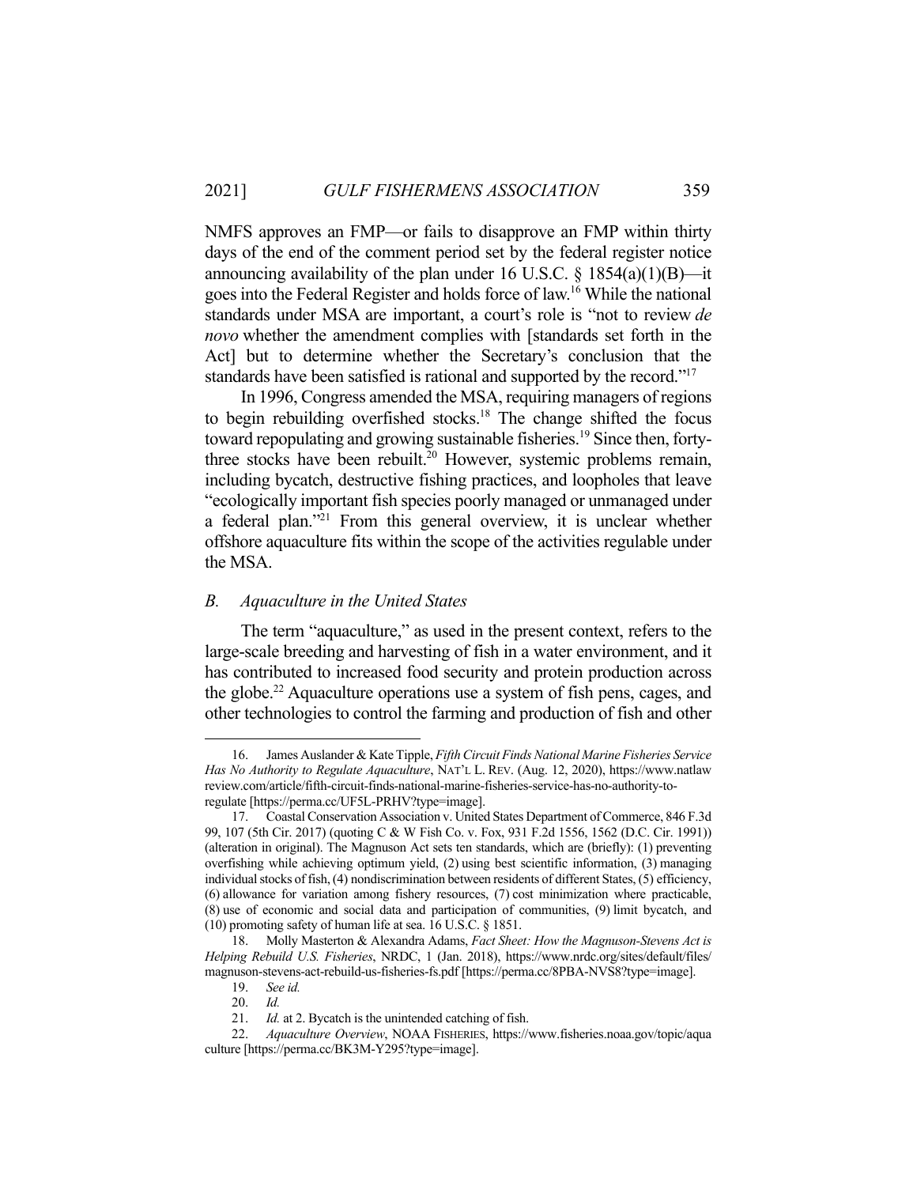NMFS approves an FMP—or fails to disapprove an FMP within thirty days of the end of the comment period set by the federal register notice announcing availability of the plan under 16 U.S.C. § 1854(a)(1)(B)—it goes into the Federal Register and holds force of law.[16] While the national standards under MSA are important, a court's role is "not to review *de novo* whether the amendment complies with [standards set forth in the Act] but to determine whether the Secretary's conclusion that the standards have been satisfied is rational and supported by the record."[17]

In 1996, Congress amended the MSA, requiring managers of regions to begin rebuilding overfished stocks.[18] The change shifted the focus toward repopulating and growing sustainable fisheries.[19] Since then, forty-three stocks have been rebuilt.[20] However, systemic problems remain, including bycatch, destructive fishing practices, and loopholes that leave "ecologically important fish species poorly managed or unmanaged under a federal plan."[21] From this general overview, it is unclear whether offshore aquaculture fits within the scope of the activities regulable under the MSA.

### *B. Aquaculture in the United States*

The term "aquaculture," as used in the present context, refers to the large-scale breeding and harvesting of fish in a water environment, and it has contributed to increased food security and protein production across the globe.[22] Aquaculture operations use a system of fish pens, cages, and other technologies to control the farming and production of fish and other

---

16. James Auslander & Kate Tipple, *Fifth Circuit Finds National Marine Fisheries Service Has No Authority to Regulate Aquaculture*, NAT'L L. REV. (Aug. 12, 2020), https://www.natlawreview.com/article/fifth-circuit-finds-national-marine-fisheries-service-has-no-authority-to-regulate [https://perma.cc/UF5L-PRHV?type=image].

17. Coastal Conservation Association v. United States Department of Commerce, 846 F.3d 99, 107 (5th Cir. 2017) (quoting C & W Fish Co. v. Fox, 931 F.2d 1556, 1562 (D.C. Cir. 1991)) (alteration in original). The Magnuson Act sets ten standards, which are (briefly): (1) preventing overfishing while achieving optimum yield, (2) using best scientific information, (3) managing individual stocks of fish, (4) nondiscrimination between residents of different States, (5) efficiency, (6) allowance for variation among fishery resources, (7) cost minimization where practicable, (8) use of economic and social data and participation of communities, (9) limit bycatch, and (10) promoting safety of human life at sea. 16 U.S.C. § 1851.

18. Molly Masterton & Alexandra Adams, *Fact Sheet: How the Magnuson-Stevens Act is Helping Rebuild U.S. Fisheries*, NRDC, 1 (Jan. 2018), https://www.nrdc.org/sites/default/files/magnuson-stevens-act-rebuild-us-fisheries-fs.pdf [https://perma.cc/8PBA-NVS8?type=image].

19. *See id.*

20. *Id.*

21. *Id.* at 2. Bycatch is the unintended catching of fish.

22. *Aquaculture Overview*, NOAA FISHERIES, https://www.fisheries.noaa.gov/topic/aquaculture [https://perma.cc/BK3M-Y295?type=image].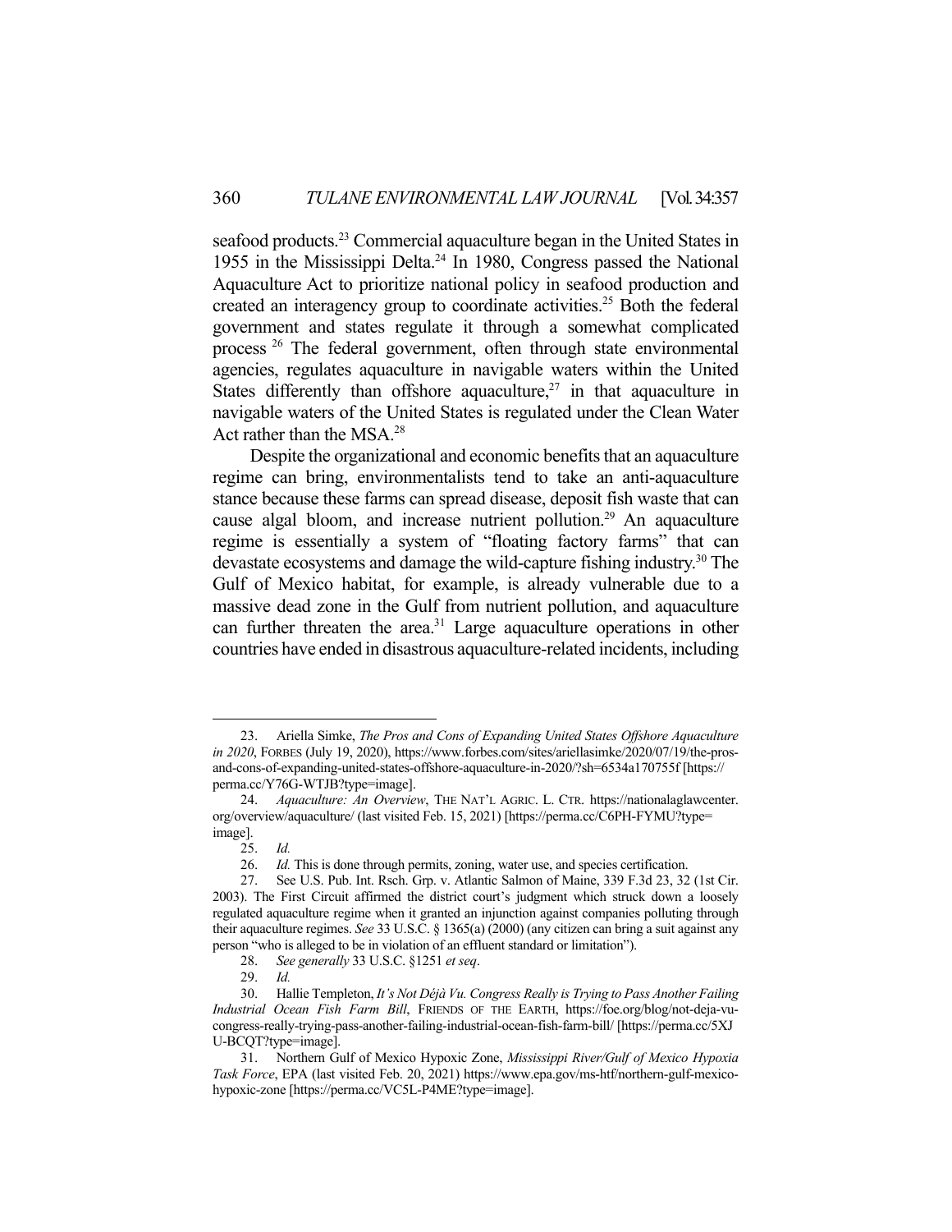seafood products.[23] Commercial aquaculture began in the United States in 1955 in the Mississippi Delta.[24] In 1980, Congress passed the National Aquaculture Act to prioritize national policy in seafood production and created an interagency group to coordinate activities.[25] Both the federal government and states regulate it through a somewhat complicated process [26] The federal government, often through state environmental agencies, regulates aquaculture in navigable waters within the United States differently than offshore aquaculture,[27] in that aquaculture in navigable waters of the United States is regulated under the Clean Water Act rather than the MSA.[28]

Despite the organizational and economic benefits that an aquaculture regime can bring, environmentalists tend to take an anti-aquaculture stance because these farms can spread disease, deposit fish waste that can cause algal bloom, and increase nutrient pollution.[29] An aquaculture regime is essentially a system of "floating factory farms" that can devastate ecosystems and damage the wild-capture fishing industry.[30] The Gulf of Mexico habitat, for example, is already vulnerable due to a massive dead zone in the Gulf from nutrient pollution, and aquaculture can further threaten the area.[31] Large aquaculture operations in other countries have ended in disastrous aquaculture-related incidents, including

---

23. Ariella Simke, *The Pros and Cons of Expanding United States Offshore Aquaculture in 2020*, FORBES (July 19, 2020), https://www.forbes.com/sites/ariellasimke/2020/07/19/the-pros-and-cons-of-expanding-united-states-offshore-aquaculture-in-2020/?sh=6534a170755f [https://perma.cc/Y76G-WTJB?type=image].

24. *Aquaculture: An Overview*, THE NAT'L AGRIC. L. CTR. https://nationalaglawcenter.org/overview/aquaculture/ (last visited Feb. 15, 2021) [https://perma.cc/C6PH-FYMU?type=image].

25. *Id.*

26. *Id.* This is done through permits, zoning, water use, and species certification.

27. See U.S. Pub. Int. Rsch. Grp. v. Atlantic Salmon of Maine, 339 F.3d 23, 32 (1st Cir. 2003). The First Circuit affirmed the district court's judgment which struck down a loosely regulated aquaculture regime when it granted an injunction against companies polluting through their aquaculture regimes. *See* 33 U.S.C. § 1365(a) (2000) (any citizen can bring a suit against any person "who is alleged to be in violation of an effluent standard or limitation").

28. *See generally* 33 U.S.C. §1251 *et seq*.

29. *Id.*

30. Hallie Templeton, *It's Not Déjà Vu. Congress Really is Trying to Pass Another Failing Industrial Ocean Fish Farm Bill*, FRIENDS OF THE EARTH, https://foe.org/blog/not-deja-vu-congress-really-trying-pass-another-failing-industrial-ocean-fish-farm-bill/ [https://perma.cc/5XJU-BCQT?type=image].

31. Northern Gulf of Mexico Hypoxic Zone, *Mississippi River/Gulf of Mexico Hypoxia Task Force*, EPA (last visited Feb. 20, 2021) https://www.epa.gov/ms-htf/northern-gulf-mexico-hypoxic-zone [https://perma.cc/VC5L-P4ME?type=image].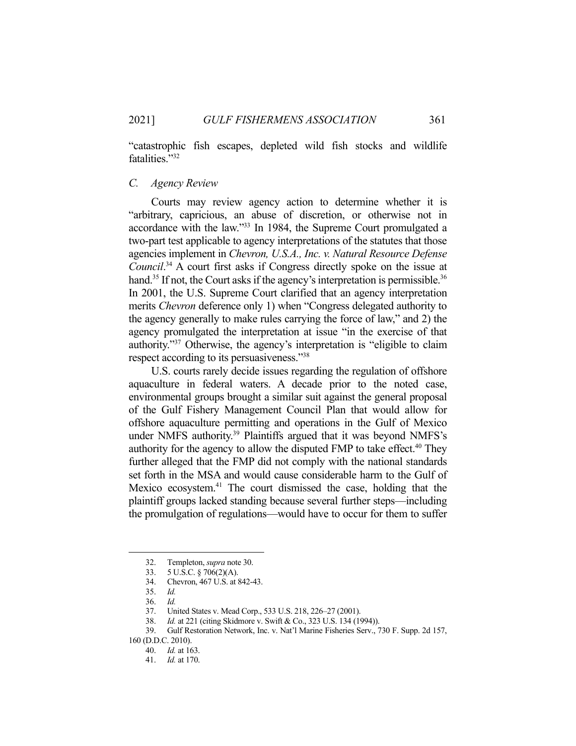"catastrophic fish escapes, depleted wild fish stocks and wildlife fatalities."[32]

### *C. Agency Review*

Courts may review agency action to determine whether it is "arbitrary, capricious, an abuse of discretion, or otherwise not in accordance with the law."[33] In 1984, the Supreme Court promulgated a two-part test applicable to agency interpretations of the statutes that those agencies implement in *Chevron, U.S.A., Inc. v. Natural Resource Defense Council*.[34] A court first asks if Congress directly spoke on the issue at hand.[35] If not, the Court asks if the agency's interpretation is permissible.[36] In 2001, the U.S. Supreme Court clarified that an agency interpretation merits *Chevron* deference only 1) when "Congress delegated authority to the agency generally to make rules carrying the force of law," and 2) the agency promulgated the interpretation at issue "in the exercise of that authority."[37] Otherwise, the agency's interpretation is "eligible to claim respect according to its persuasiveness."[38]

U.S. courts rarely decide issues regarding the regulation of offshore aquaculture in federal waters. A decade prior to the noted case, environmental groups brought a similar suit against the general proposal of the Gulf Fishery Management Council Plan that would allow for offshore aquaculture permitting and operations in the Gulf of Mexico under NMFS authority.[39] Plaintiffs argued that it was beyond NMFS's authority for the agency to allow the disputed FMP to take effect.[40] They further alleged that the FMP did not comply with the national standards set forth in the MSA and would cause considerable harm to the Gulf of Mexico ecosystem.[41] The court dismissed the case, holding that the plaintiff groups lacked standing because several further steps—including the promulgation of regulations—would have to occur for them to suffer

---

32. Templeton, *supra* note 30.
33. 5 U.S.C. § 706(2)(A).
34. Chevron, 467 U.S. at 842-43.
35. *Id.*
36. *Id.*
37. United States v. Mead Corp., 533 U.S. 218, 226–27 (2001).
38. *Id.* at 221 (citing Skidmore v. Swift & Co., 323 U.S. 134 (1994)).
39. Gulf Restoration Network, Inc. v. Nat'l Marine Fisheries Serv., 730 F. Supp. 2d 157, 160 (D.D.C. 2010).
40. *Id.* at 163.
41. *Id.* at 170.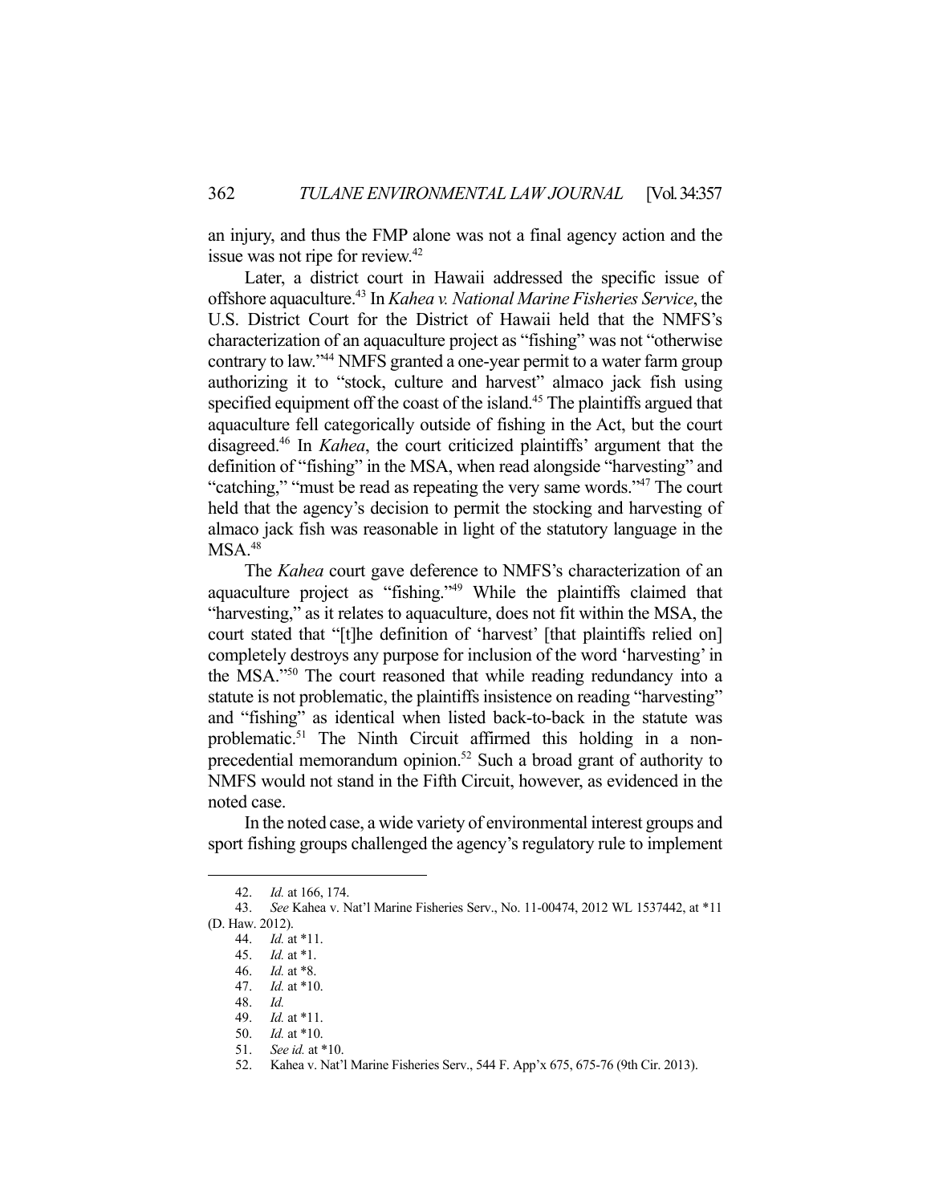an injury, and thus the FMP alone was not a final agency action and the issue was not ripe for review.[42]

Later, a district court in Hawaii addressed the specific issue of offshore aquaculture.[43] In *Kahea v. National Marine Fisheries Service*, the U.S. District Court for the District of Hawaii held that the NMFS's characterization of an aquaculture project as "fishing" was not "otherwise contrary to law."[44] NMFS granted a one-year permit to a water farm group authorizing it to "stock, culture and harvest" almaco jack fish using specified equipment off the coast of the island.[45] The plaintiffs argued that aquaculture fell categorically outside of fishing in the Act, but the court disagreed.[46] In *Kahea*, the court criticized plaintiffs' argument that the definition of "fishing" in the MSA, when read alongside "harvesting" and "catching," "must be read as repeating the very same words."[47] The court held that the agency's decision to permit the stocking and harvesting of almaco jack fish was reasonable in light of the statutory language in the MSA.[48]

The *Kahea* court gave deference to NMFS's characterization of an aquaculture project as "fishing."[49] While the plaintiffs claimed that "harvesting," as it relates to aquaculture, does not fit within the MSA, the court stated that "[t]he definition of 'harvest' [that plaintiffs relied on] completely destroys any purpose for inclusion of the word 'harvesting' in the MSA."[50] The court reasoned that while reading redundancy into a statute is not problematic, the plaintiffs insistence on reading "harvesting" and "fishing" as identical when listed back-to-back in the statute was problematic.[51] The Ninth Circuit affirmed this holding in a non-precedential memorandum opinion.[52] Such a broad grant of authority to NMFS would not stand in the Fifth Circuit, however, as evidenced in the noted case.

In the noted case, a wide variety of environmental interest groups and sport fishing groups challenged the agency's regulatory rule to implement

---

42. *Id.* at 166, 174.
43. *See* Kahea v. Nat'l Marine Fisheries Serv., No. 11-00474, 2012 WL 1537442, at *11 (D. Haw. 2012).
44. *Id.* at *11.
45. *Id.* at *1.
46. *Id.* at *8.
47. *Id.* at *10.
48. *Id.*
49. *Id.* at *11.
50. *Id.* at *10.
51. *See id.* at *10.
52. Kahea v. Nat'l Marine Fisheries Serv., 544 F. App'x 675, 675-76 (9th Cir. 2013).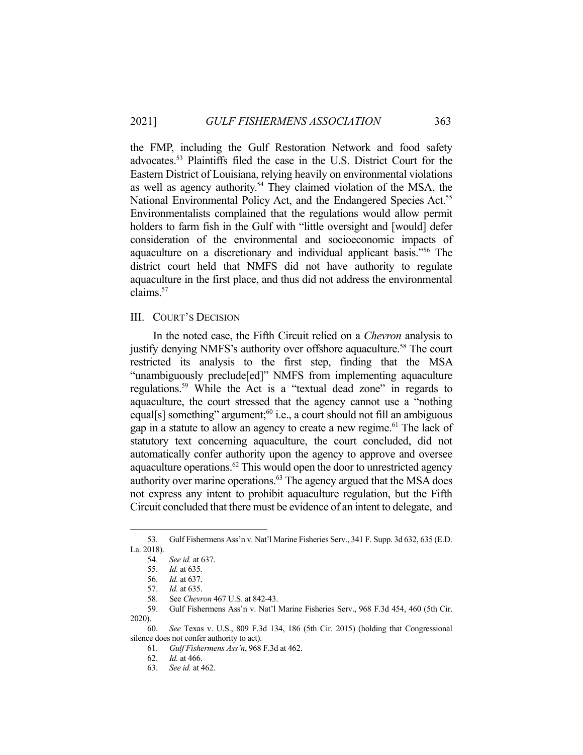the FMP, including the Gulf Restoration Network and food safety advocates.[53] Plaintiffs filed the case in the U.S. District Court for the Eastern District of Louisiana, relying heavily on environmental violations as well as agency authority.[54] They claimed violation of the MSA, the National Environmental Policy Act, and the Endangered Species Act.[55] Environmentalists complained that the regulations would allow permit holders to farm fish in the Gulf with "little oversight and [would] defer consideration of the environmental and socioeconomic impacts of aquaculture on a discretionary and individual applicant basis."[56] The district court held that NMFS did not have authority to regulate aquaculture in the first place, and thus did not address the environmental claims.[57]

## III. Court's Decision

In the noted case, the Fifth Circuit relied on a *Chevron* analysis to justify denying NMFS's authority over offshore aquaculture.[58] The court restricted its analysis to the first step, finding that the MSA "unambiguously preclude[ed]" NMFS from implementing aquaculture regulations.[59] While the Act is a "textual dead zone" in regards to aquaculture, the court stressed that the agency cannot use a "nothing equal[s] something" argument;[60] i.e., a court should not fill an ambiguous gap in a statute to allow an agency to create a new regime.[61] The lack of statutory text concerning aquaculture, the court concluded, did not automatically confer authority upon the agency to approve and oversee aquaculture operations.[62] This would open the door to unrestricted agency authority over marine operations.[63] The agency argued that the MSA does not express any intent to prohibit aquaculture regulation, but the Fifth Circuit concluded that there must be evidence of an intent to delegate, and

---

53. Gulf Fishermens Ass'n v. Nat'l Marine Fisheries Serv., 341 F. Supp. 3d 632, 635 (E.D. La. 2018).

54. *See id.* at 637.

55. *Id.* at 635.

56. *Id.* at 637.

57. *Id.* at 635.

58. See *Chevron* 467 U.S. at 842-43.

59. Gulf Fishermens Ass'n v. Nat'l Marine Fisheries Serv., 968 F.3d 454, 460 (5th Cir. 2020).

60. *See* Texas v. U.S., 809 F.3d 134, 186 (5th Cir. 2015) (holding that Congressional silence does not confer authority to act).

61. *Gulf Fishermens Ass'n*, 968 F.3d at 462.

62. *Id.* at 466.

63. *See id.* at 462.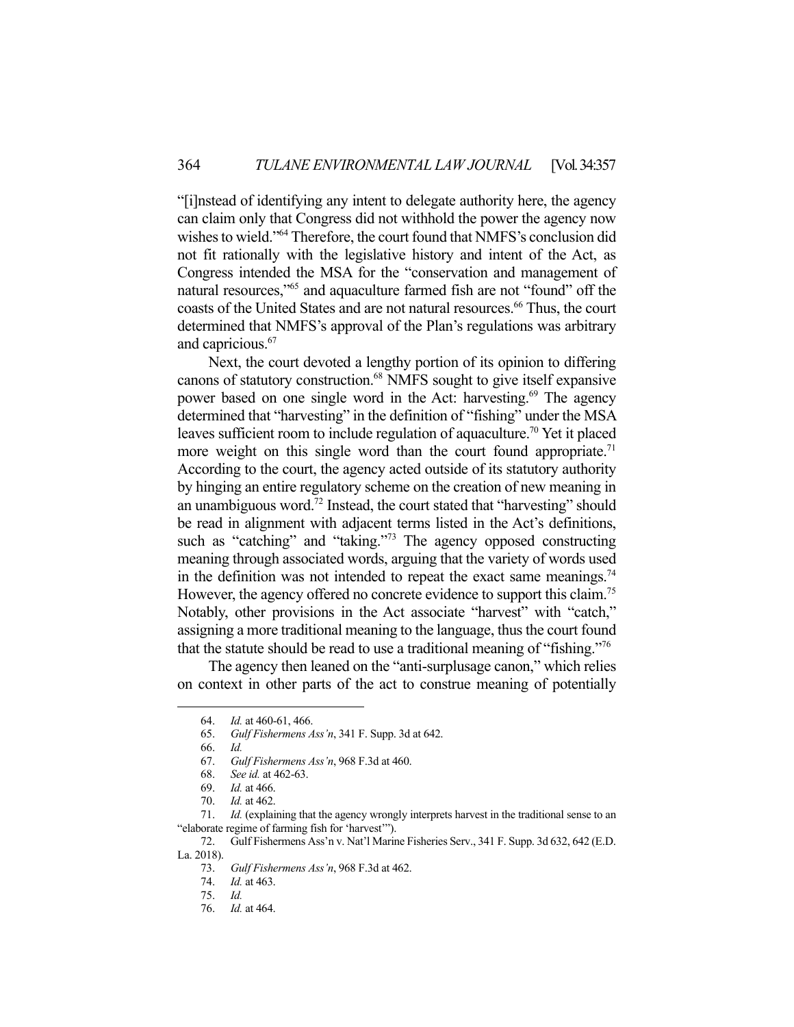"[i]nstead of identifying any intent to delegate authority here, the agency can claim only that Congress did not withhold the power the agency now wishes to wield."[64] Therefore, the court found that NMFS's conclusion did not fit rationally with the legislative history and intent of the Act, as Congress intended the MSA for the "conservation and management of natural resources,"[65] and aquaculture farmed fish are not "found" off the coasts of the United States and are not natural resources.[66] Thus, the court determined that NMFS's approval of the Plan's regulations was arbitrary and capricious.[67]

Next, the court devoted a lengthy portion of its opinion to differing canons of statutory construction.[68] NMFS sought to give itself expansive power based on one single word in the Act: harvesting.[69] The agency determined that "harvesting" in the definition of "fishing" under the MSA leaves sufficient room to include regulation of aquaculture.[70] Yet it placed more weight on this single word than the court found appropriate.[71] According to the court, the agency acted outside of its statutory authority by hinging an entire regulatory scheme on the creation of new meaning in an unambiguous word.[72] Instead, the court stated that "harvesting" should be read in alignment with adjacent terms listed in the Act's definitions, such as "catching" and "taking."[73] The agency opposed constructing meaning through associated words, arguing that the variety of words used in the definition was not intended to repeat the exact same meanings.[74] However, the agency offered no concrete evidence to support this claim.[75] Notably, other provisions in the Act associate "harvest" with "catch," assigning a more traditional meaning to the language, thus the court found that the statute should be read to use a traditional meaning of "fishing."[76]

The agency then leaned on the "anti-surplusage canon," which relies on context in other parts of the act to construe meaning of potentially

---

64. *Id.* at 460-61, 466.

65. *Gulf Fishermens Ass'n*, 341 F. Supp. 3d at 642.

66. *Id.*

67. *Gulf Fishermens Ass'n*, 968 F.3d at 460.

68. *See id.* at 462-63.

69. *Id.* at 466.

70. *Id.* at 462.

71. *Id.* (explaining that the agency wrongly interprets harvest in the traditional sense to an "elaborate regime of farming fish for 'harvest'").

72. Gulf Fishermens Ass'n v. Nat'l Marine Fisheries Serv., 341 F. Supp. 3d 632, 642 (E.D. La. 2018).

73. *Gulf Fishermens Ass'n*, 968 F.3d at 462.

74. *Id.* at 463.

75. *Id.*

76. *Id.* at 464.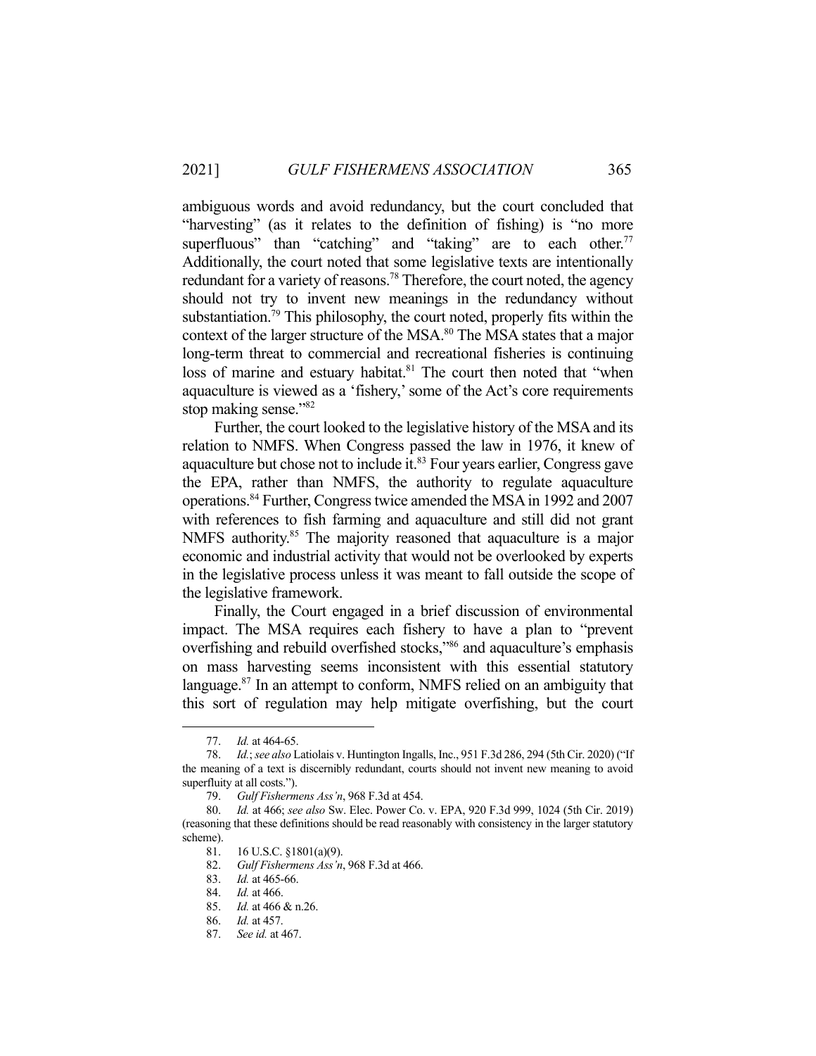ambiguous words and avoid redundancy, but the court concluded that "harvesting" (as it relates to the definition of fishing) is "no more superfluous" than "catching" and "taking" are to each other.[77] Additionally, the court noted that some legislative texts are intentionally redundant for a variety of reasons.[78] Therefore, the court noted, the agency should not try to invent new meanings in the redundancy without substantiation.[79] This philosophy, the court noted, properly fits within the context of the larger structure of the MSA.[80] The MSA states that a major long-term threat to commercial and recreational fisheries is continuing loss of marine and estuary habitat.[81] The court then noted that "when aquaculture is viewed as a 'fishery,' some of the Act's core requirements stop making sense."[82]

Further, the court looked to the legislative history of the MSA and its relation to NMFS. When Congress passed the law in 1976, it knew of aquaculture but chose not to include it.[83] Four years earlier, Congress gave the EPA, rather than NMFS, the authority to regulate aquaculture operations.[84] Further, Congress twice amended the MSA in 1992 and 2007 with references to fish farming and aquaculture and still did not grant NMFS authority.[85] The majority reasoned that aquaculture is a major economic and industrial activity that would not be overlooked by experts in the legislative process unless it was meant to fall outside the scope of the legislative framework.

Finally, the Court engaged in a brief discussion of environmental impact. The MSA requires each fishery to have a plan to "prevent overfishing and rebuild overfished stocks,"[86] and aquaculture's emphasis on mass harvesting seems inconsistent with this essential statutory language.[87] In an attempt to conform, NMFS relied on an ambiguity that this sort of regulation may help mitigate overfishing, but the court

---

77. *Id.* at 464-65.

78. *Id.*; *see also* Latiolais v. Huntington Ingalls, Inc., 951 F.3d 286, 294 (5th Cir. 2020) ("If the meaning of a text is discernibly redundant, courts should not invent new meaning to avoid superfluity at all costs.").

79. *Gulf Fishermens Ass'n*, 968 F.3d at 454.

80. *Id.* at 466; *see also* Sw. Elec. Power Co. v. EPA, 920 F.3d 999, 1024 (5th Cir. 2019) (reasoning that these definitions should be read reasonably with consistency in the larger statutory scheme).

81. 16 U.S.C. §1801(a)(9).

82. *Gulf Fishermens Ass'n*, 968 F.3d at 466.

83. *Id.* at 465-66.

84. *Id.* at 466.

85. *Id.* at 466 & n.26.

86. *Id.* at 457.

87. *See id.* at 467.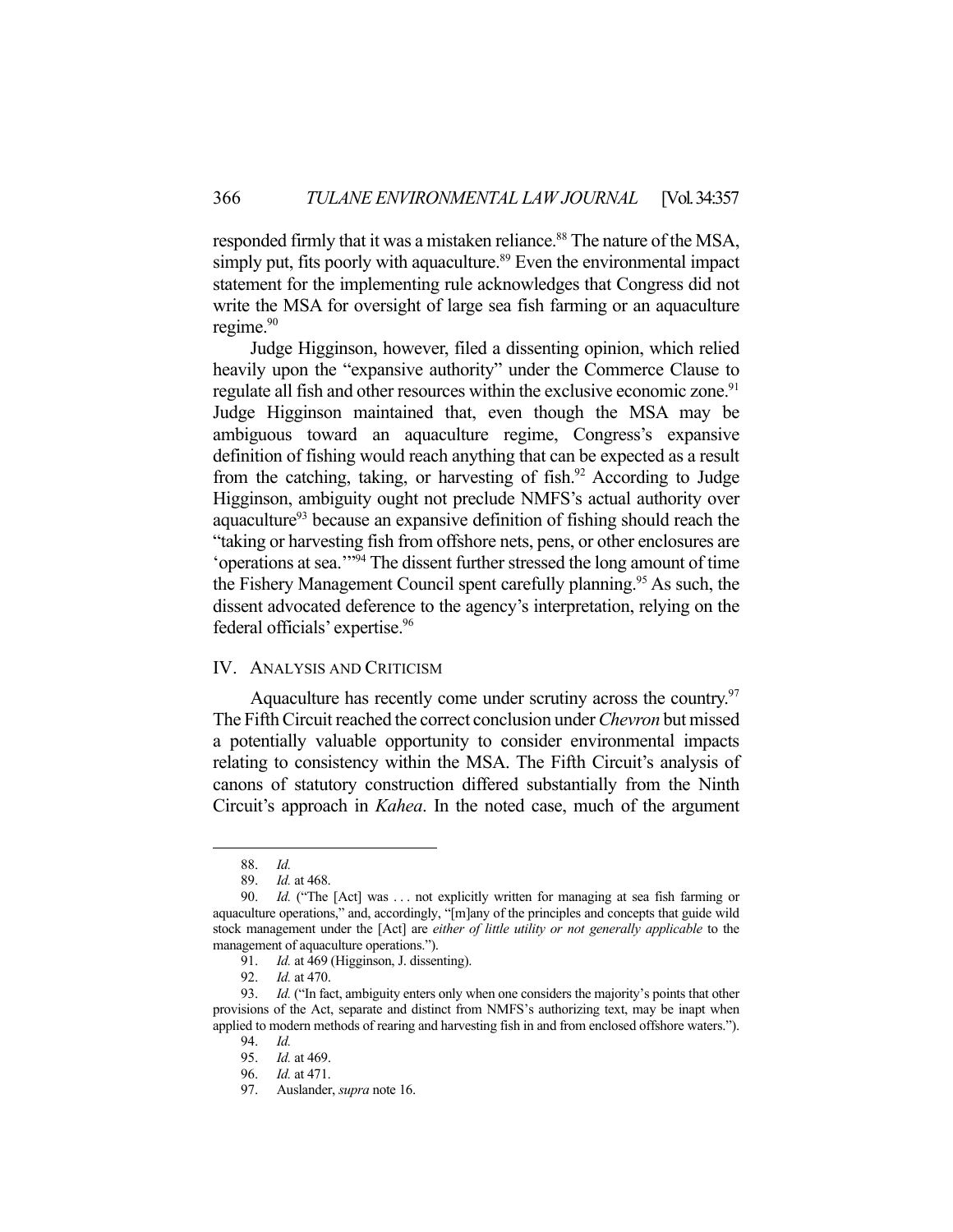responded firmly that it was a mistaken reliance.[88] The nature of the MSA, simply put, fits poorly with aquaculture.[89] Even the environmental impact statement for the implementing rule acknowledges that Congress did not write the MSA for oversight of large sea fish farming or an aquaculture regime.[90]

Judge Higginson, however, filed a dissenting opinion, which relied heavily upon the "expansive authority" under the Commerce Clause to regulate all fish and other resources within the exclusive economic zone.[91] Judge Higginson maintained that, even though the MSA may be ambiguous toward an aquaculture regime, Congress's expansive definition of fishing would reach anything that can be expected as a result from the catching, taking, or harvesting of fish.[92] According to Judge Higginson, ambiguity ought not preclude NMFS's actual authority over aquaculture[93] because an expansive definition of fishing should reach the "taking or harvesting fish from offshore nets, pens, or other enclosures are 'operations at sea.'"[94] The dissent further stressed the long amount of time the Fishery Management Council spent carefully planning.[95] As such, the dissent advocated deference to the agency's interpretation, relying on the federal officials' expertise.[96]

## IV. Analysis and Criticism

Aquaculture has recently come under scrutiny across the country.[97] The Fifth Circuit reached the correct conclusion under *Chevron* but missed a potentially valuable opportunity to consider environmental impacts relating to consistency within the MSA. The Fifth Circuit's analysis of canons of statutory construction differed substantially from the Ninth Circuit's approach in *Kahea*. In the noted case, much of the argument

---

88. *Id.*

89. *Id.* at 468.

90. *Id.* ("The [Act] was . . . not explicitly written for managing at sea fish farming or aquaculture operations," and, accordingly, "[m]any of the principles and concepts that guide wild stock management under the [Act] are *either of little utility or not generally applicable* to the management of aquaculture operations.").

91. *Id.* at 469 (Higginson, J. dissenting).

92. *Id.* at 470.

93. *Id.* ("In fact, ambiguity enters only when one considers the majority's points that other provisions of the Act, separate and distinct from NMFS's authorizing text, may be inapt when applied to modern methods of rearing and harvesting fish in and from enclosed offshore waters.").

94. *Id.*

95. *Id.* at 469.

96. *Id.* at 471.

97. Auslander, *supra* note 16.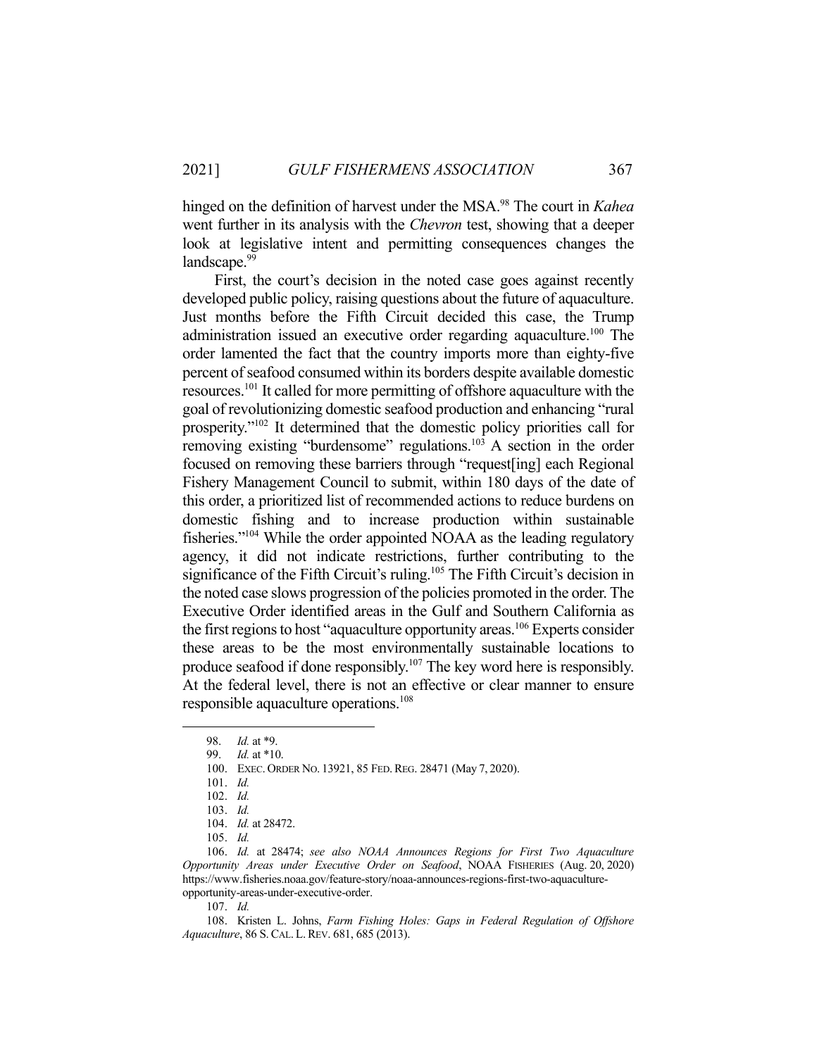hinged on the definition of harvest under the MSA.[98] The court in *Kahea* went further in its analysis with the *Chevron* test, showing that a deeper look at legislative intent and permitting consequences changes the landscape.[99]

First, the court's decision in the noted case goes against recently developed public policy, raising questions about the future of aquaculture. Just months before the Fifth Circuit decided this case, the Trump administration issued an executive order regarding aquaculture.[100] The order lamented the fact that the country imports more than eighty-five percent of seafood consumed within its borders despite available domestic resources.[101] It called for more permitting of offshore aquaculture with the goal of revolutionizing domestic seafood production and enhancing "rural prosperity."[102] It determined that the domestic policy priorities call for removing existing "burdensome" regulations.[103] A section in the order focused on removing these barriers through "request[ing] each Regional Fishery Management Council to submit, within 180 days of the date of this order, a prioritized list of recommended actions to reduce burdens on domestic fishing and to increase production within sustainable fisheries."[104] While the order appointed NOAA as the leading regulatory agency, it did not indicate restrictions, further contributing to the significance of the Fifth Circuit's ruling.[105] The Fifth Circuit's decision in the noted case slows progression of the policies promoted in the order. The Executive Order identified areas in the Gulf and Southern California as the first regions to host "aquaculture opportunity areas.[106] Experts consider these areas to be the most environmentally sustainable locations to produce seafood if done responsibly.[107] The key word here is responsibly. At the federal level, there is not an effective or clear manner to ensure responsible aquaculture operations.[108]

---

98. *Id.* at *9.

99. *Id.* at *10.

100. EXEC. ORDER NO. 13921, 85 FED. REG. 28471 (May 7, 2020).

101. *Id.*

102. *Id.*

103. *Id.*

104. *Id.* at 28472.

105. *Id.*

106. *Id.* at 28474; *see also NOAA Announces Regions for First Two Aquaculture Opportunity Areas under Executive Order on Seafood*, NOAA FISHERIES (Aug. 20, 2020) https://www.fisheries.noaa.gov/feature-story/noaa-announces-regions-first-two-aquaculture-opportunity-areas-under-executive-order.

107. *Id.*

108. Kristen L. Johns, *Farm Fishing Holes: Gaps in Federal Regulation of Offshore Aquaculture*, 86 S. CAL. L. REV. 681, 685 (2013).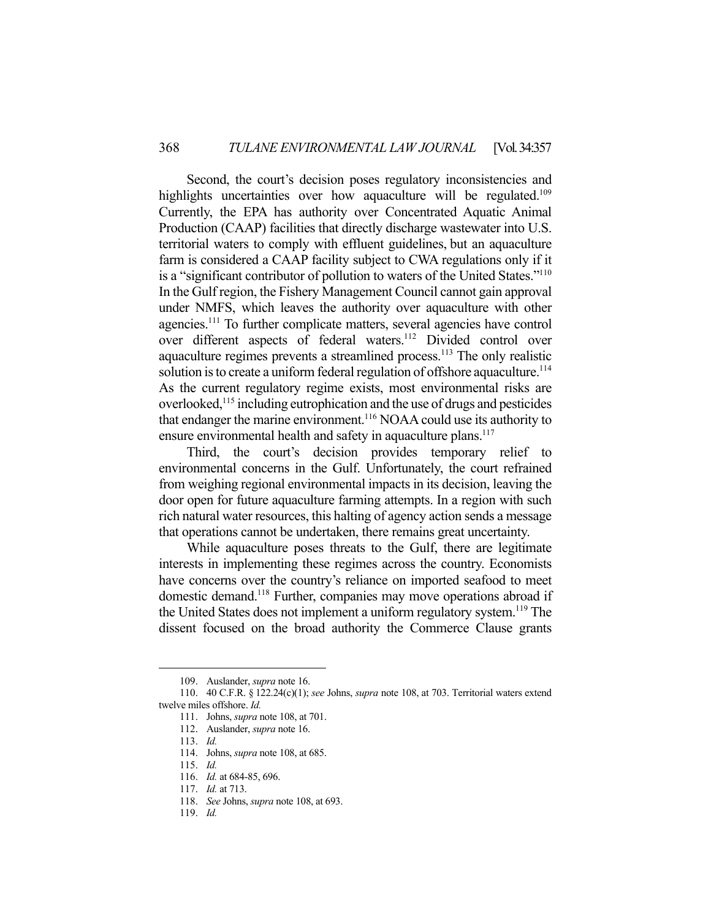Second, the court's decision poses regulatory inconsistencies and highlights uncertainties over how aquaculture will be regulated.[109] Currently, the EPA has authority over Concentrated Aquatic Animal Production (CAAP) facilities that directly discharge wastewater into U.S. territorial waters to comply with effluent guidelines, but an aquaculture farm is considered a CAAP facility subject to CWA regulations only if it is a "significant contributor of pollution to waters of the United States."[110] In the Gulf region, the Fishery Management Council cannot gain approval under NMFS, which leaves the authority over aquaculture with other agencies.[111] To further complicate matters, several agencies have control over different aspects of federal waters.[112] Divided control over aquaculture regimes prevents a streamlined process.[113] The only realistic solution is to create a uniform federal regulation of offshore aquaculture.[114] As the current regulatory regime exists, most environmental risks are overlooked,[115] including eutrophication and the use of drugs and pesticides that endanger the marine environment.[116] NOAA could use its authority to ensure environmental health and safety in aquaculture plans.[117]

Third, the court's decision provides temporary relief to environmental concerns in the Gulf. Unfortunately, the court refrained from weighing regional environmental impacts in its decision, leaving the door open for future aquaculture farming attempts. In a region with such rich natural water resources, this halting of agency action sends a message that operations cannot be undertaken, there remains great uncertainty.

While aquaculture poses threats to the Gulf, there are legitimate interests in implementing these regimes across the country. Economists have concerns over the country's reliance on imported seafood to meet domestic demand.[118] Further, companies may move operations abroad if the United States does not implement a uniform regulatory system.[119] The dissent focused on the broad authority the Commerce Clause grants

---

109. Auslander, *supra* note 16.

110. 40 C.F.R. § 122.24(c)(1); *see* Johns, *supra* note 108, at 703. Territorial waters extend twelve miles offshore. *Id.*

111. Johns, *supra* note 108, at 701.

112. Auslander, *supra* note 16.

113. *Id.*

114. Johns, *supra* note 108, at 685.

115. *Id.*

116. *Id.* at 684-85, 696.

117. *Id.* at 713.

118. *See* Johns, *supra* note 108, at 693.

119. *Id.*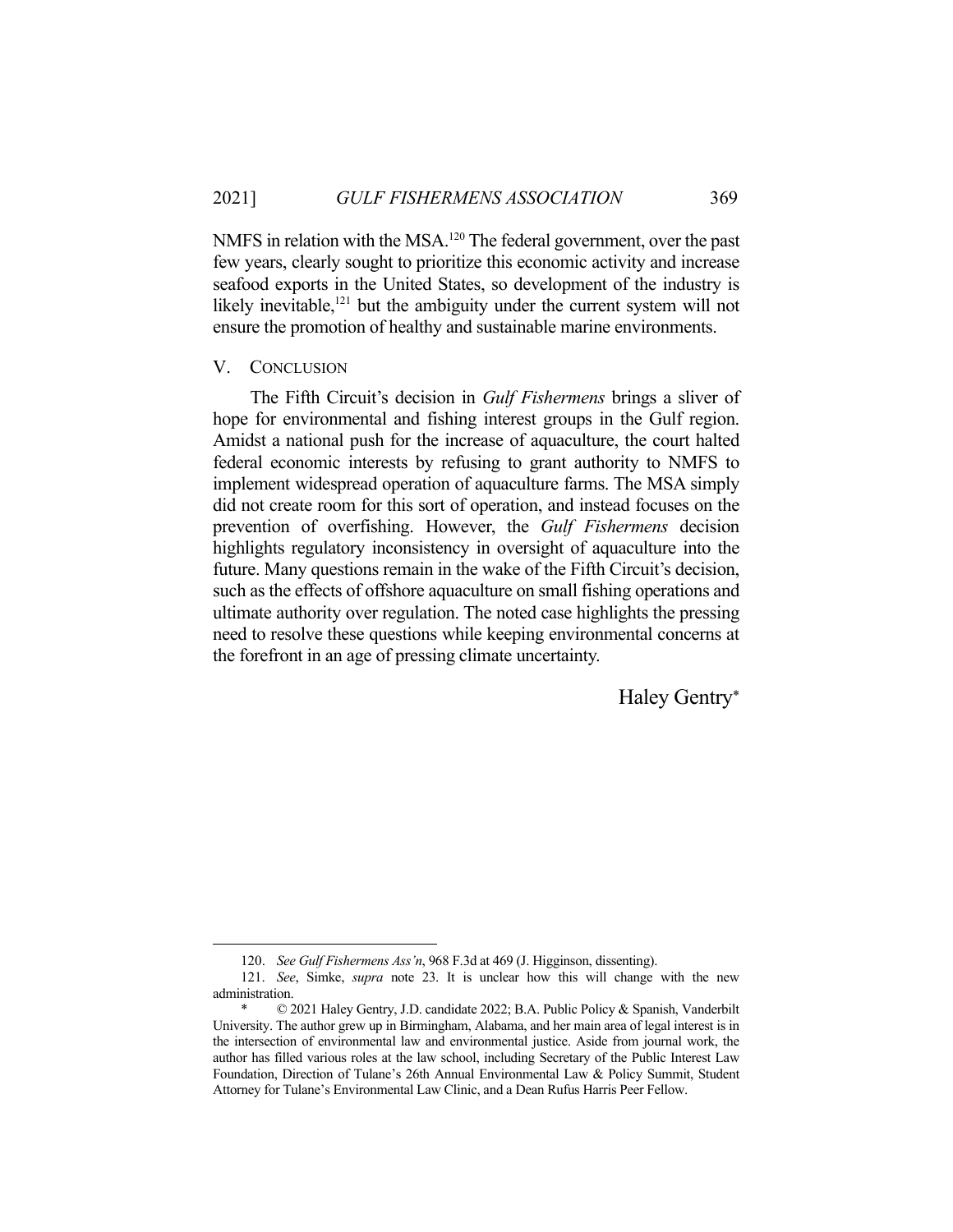NMFS in relation with the MSA.[120] The federal government, over the past few years, clearly sought to prioritize this economic activity and increase seafood exports in the United States, so development of the industry is likely inevitable,[121] but the ambiguity under the current system will not ensure the promotion of healthy and sustainable marine environments.

## V. Conclusion

The Fifth Circuit's decision in *Gulf Fishermens* brings a sliver of hope for environmental and fishing interest groups in the Gulf region. Amidst a national push for the increase of aquaculture, the court halted federal economic interests by refusing to grant authority to NMFS to implement widespread operation of aquaculture farms. The MSA simply did not create room for this sort of operation, and instead focuses on the prevention of overfishing. However, the *Gulf Fishermens* decision highlights regulatory inconsistency in oversight of aquaculture into the future. Many questions remain in the wake of the Fifth Circuit's decision, such as the effects of offshore aquaculture on small fishing operations and ultimate authority over regulation. The noted case highlights the pressing need to resolve these questions while keeping environmental concerns at the forefront in an age of pressing climate uncertainty.

Haley Gentry*

---

120. *See Gulf Fishermens Ass'n*, 968 F.3d at 469 (J. Higginson, dissenting).

121. *See*, Simke, *supra* note 23. It is unclear how this will change with the new administration.

\* © 2021 Haley Gentry, J.D. candidate 2022; B.A. Public Policy & Spanish, Vanderbilt University. The author grew up in Birmingham, Alabama, and her main area of legal interest is in the intersection of environmental law and environmental justice. Aside from journal work, the author has filled various roles at the law school, including Secretary of the Public Interest Law Foundation, Direction of Tulane's 26th Annual Environmental Law & Policy Summit, Student Attorney for Tulane's Environmental Law Clinic, and a Dean Rufus Harris Peer Fellow.